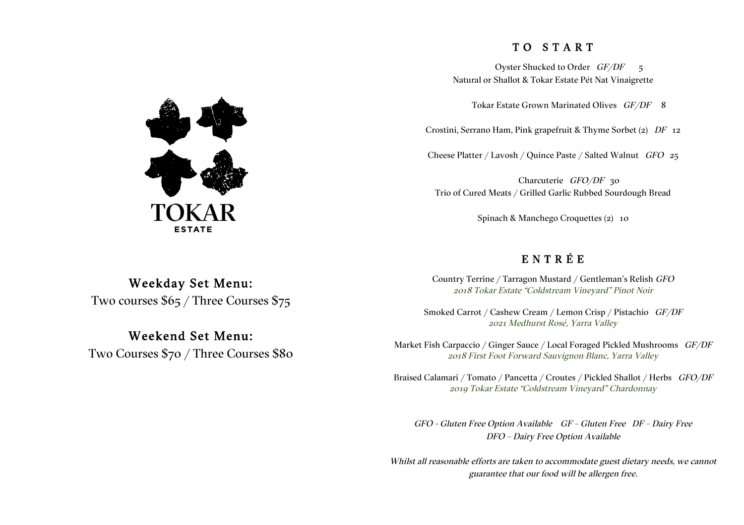# TOKAR ESTATE

## Weekday Set Menu:

Two courses $65 / Three Courses $75

## Weekend Set Menu:

Two Courses $70 / Three Courses $80

## TO START

Oyster Shucked to Order *GF/DF* 5
Natural or Shallot & Tokar Estate Pét Nat Vinaigrette

Tokar Estate Grown Marinated Olives *GF/DF* 8

Crostini, Serrano Ham, Pink grapefruit & Thyme Sorbet (2) *DF* 12

Cheese Platter / Lavosh / Quince Paste / Salted Walnut *GFO* 25

Charcuterie *GFO/DF* 30
Trio of Cured Meats / Grilled Garlic Rubbed Sourdough Bread

Spinach & Manchego Croquettes (2) 10

## ENTRÉE

Country Terrine / Tarragon Mustard / Gentleman's Relish *GFO*
*2018 Tokar Estate "Coldstream Vineyard" Pinot Noir*

Smoked Carrot / Cashew Cream / Lemon Crisp / Pistachio *GF/DF*
*2021 Medhurst Rosé, Yarra Valley*

Market Fish Carpaccio / Ginger Sauce / Local Foraged Pickled Mushrooms *GF/DF*
*2018 First Foot Forward Sauvignon Blanc, Yarra Valley*

Braised Calamari / Tomato / Pancetta / Croutes / Pickled Shallot / Herbs *GFO/DF*
*2019 Tokar Estate "Coldstream Vineyard" Chardonnay*

*GFO - Gluten Free Option Available GF – Gluten Free DF – Dairy Free*
*DFO – Dairy Free Option Available*

*Whilst all reasonable efforts are taken to accommodate guest dietary needs, we cannot guarantee that our food will be allergen free.*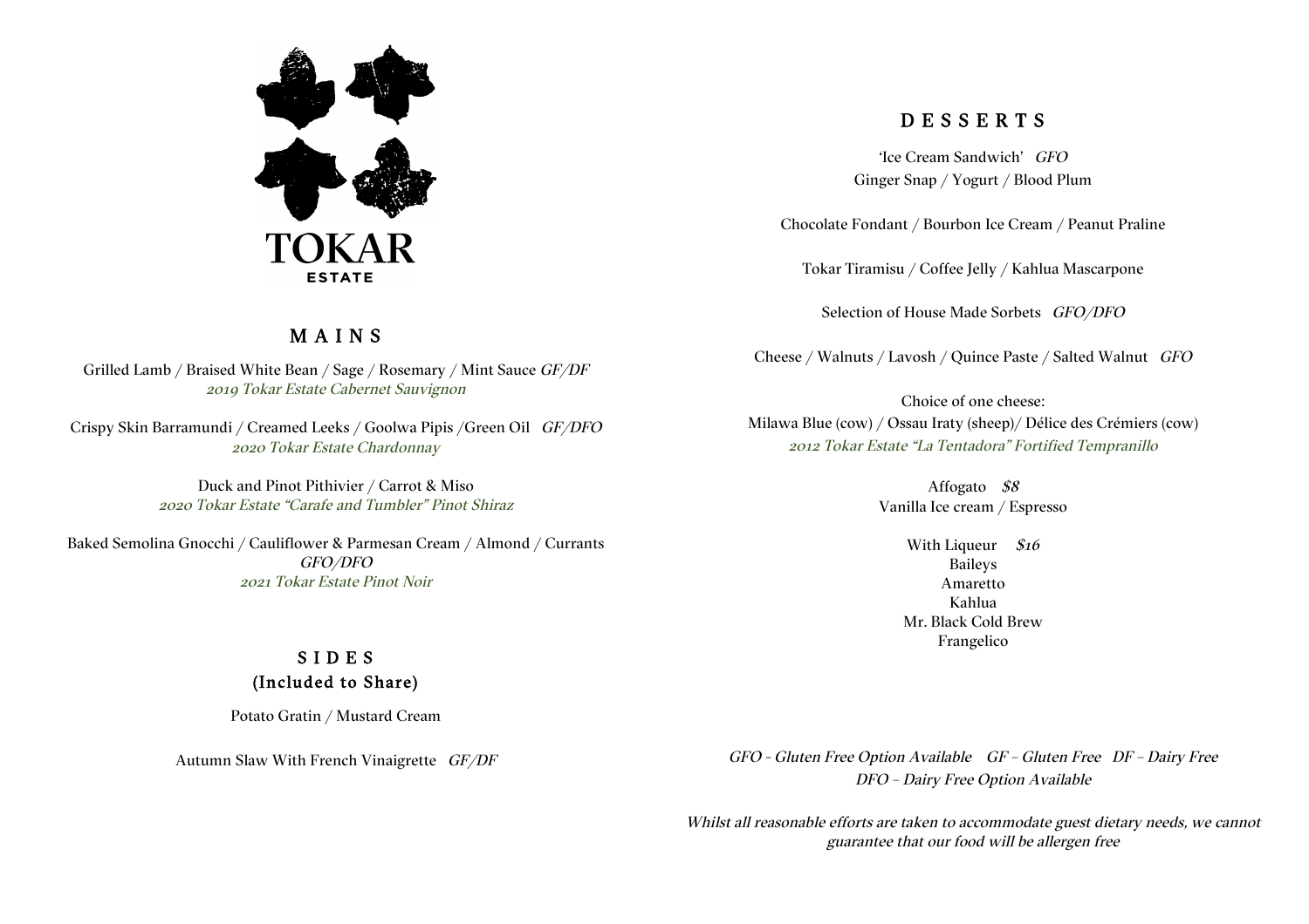TOKAR

ESTATE

## MAINS

Grilled Lamb / Braised White Bean / Sage / Rosemary / Mint Sauce *GF/DF*
*2019 Tokar Estate Cabernet Sauvignon*

Crispy Skin Barramundi / Creamed Leeks / Goolwa Pipis /Green Oil *GF/DFO*
*2020 Tokar Estate Chardonnay*

Duck and Pinot Pithivier / Carrot & Miso
*2020 Tokar Estate "Carafe and Tumbler" Pinot Shiraz*

Baked Semolina Gnocchi / Cauliflower & Parmesan Cream / Almond / Currants
*GFO/DFO*
*2021 Tokar Estate Pinot Noir*

## SIDES
## (Included to Share)

Potato Gratin / Mustard Cream

Autumn Slaw With French Vinaigrette *GF/DF*

## DESSERTS

'Ice Cream Sandwich' *GFO*
Ginger Snap / Yogurt / Blood Plum

Chocolate Fondant / Bourbon Ice Cream / Peanut Praline

Tokar Tiramisu / Coffee Jelly / Kahlua Mascarpone

Selection of House Made Sorbets *GFO/DFO*

Cheese / Walnuts / Lavosh / Quince Paste / Salted Walnut *GFO*

Choice of one cheese:
Milawa Blue (cow) / Ossau Iraty (sheep)/ Délice des Crémiers (cow)
*2012 Tokar Estate "La Tentadora" Fortified Tempranillo*

Affogato *$8*
Vanilla Ice cream / Espresso

With Liqueur *$16*
Baileys
Amaretto
Kahlua
Mr. Black Cold Brew
Frangelico

*GFO - Gluten Free Option Available GF – Gluten Free DF – Dairy Free*
*DFO – Dairy Free Option Available*

*Whilst all reasonable efforts are taken to accommodate guest dietary needs, we cannot guarantee that our food will be allergen free*